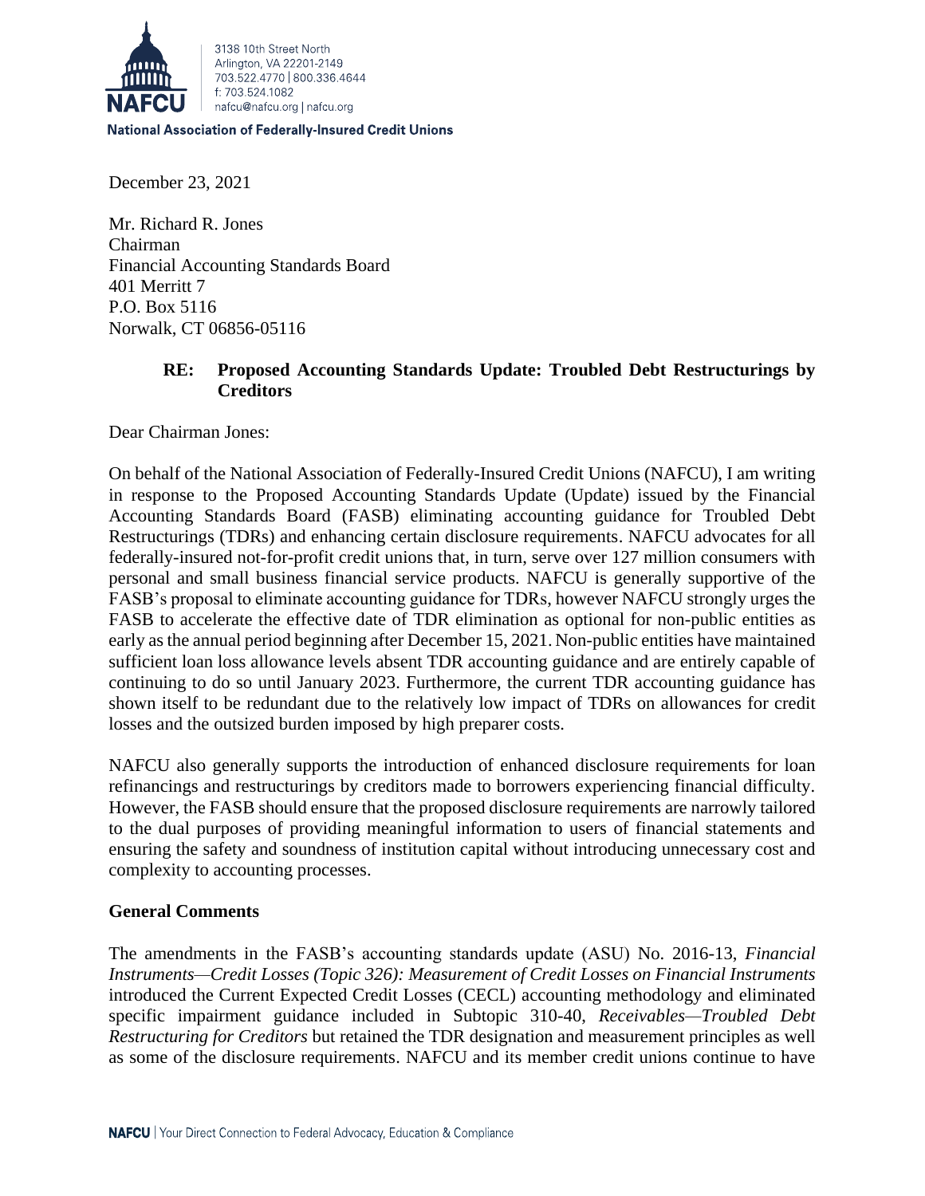3138 10th Street North
Arlington, VA 22201-2149
703.522.4770 | 800.336.4644
f: 703.524.1082
nafcu@nafcu.org | nafcu.org

**National Association of Federally-Insured Credit Unions**

December 23, 2021

Mr. Richard R. Jones
Chairman
Financial Accounting Standards Board
401 Merritt 7
P.O. Box 5116
Norwalk, CT 06856-05116

**RE: Proposed Accounting Standards Update: Troubled Debt Restructurings by Creditors**

Dear Chairman Jones:

On behalf of the National Association of Federally-Insured Credit Unions (NAFCU), I am writing in response to the Proposed Accounting Standards Update (Update) issued by the Financial Accounting Standards Board (FASB) eliminating accounting guidance for Troubled Debt Restructurings (TDRs) and enhancing certain disclosure requirements. NAFCU advocates for all federally-insured not-for-profit credit unions that, in turn, serve over 127 million consumers with personal and small business financial service products. NAFCU is generally supportive of the FASB's proposal to eliminate accounting guidance for TDRs, however NAFCU strongly urges the FASB to accelerate the effective date of TDR elimination as optional for non-public entities as early as the annual period beginning after December 15, 2021. Non-public entities have maintained sufficient loan loss allowance levels absent TDR accounting guidance and are entirely capable of continuing to do so until January 2023. Furthermore, the current TDR accounting guidance has shown itself to be redundant due to the relatively low impact of TDRs on allowances for credit losses and the outsized burden imposed by high preparer costs.

NAFCU also generally supports the introduction of enhanced disclosure requirements for loan refinancings and restructurings by creditors made to borrowers experiencing financial difficulty. However, the FASB should ensure that the proposed disclosure requirements are narrowly tailored to the dual purposes of providing meaningful information to users of financial statements and ensuring the safety and soundness of institution capital without introducing unnecessary cost and complexity to accounting processes.

**General Comments**

The amendments in the FASB's accounting standards update (ASU) No. 2016-13, *Financial Instruments—Credit Losses (Topic 326): Measurement of Credit Losses on Financial Instruments* introduced the Current Expected Credit Losses (CECL) accounting methodology and eliminated specific impairment guidance included in Subtopic 310-40, *Receivables—Troubled Debt Restructuring for Creditors* but retained the TDR designation and measurement principles as well as some of the disclosure requirements. NAFCU and its member credit unions continue to have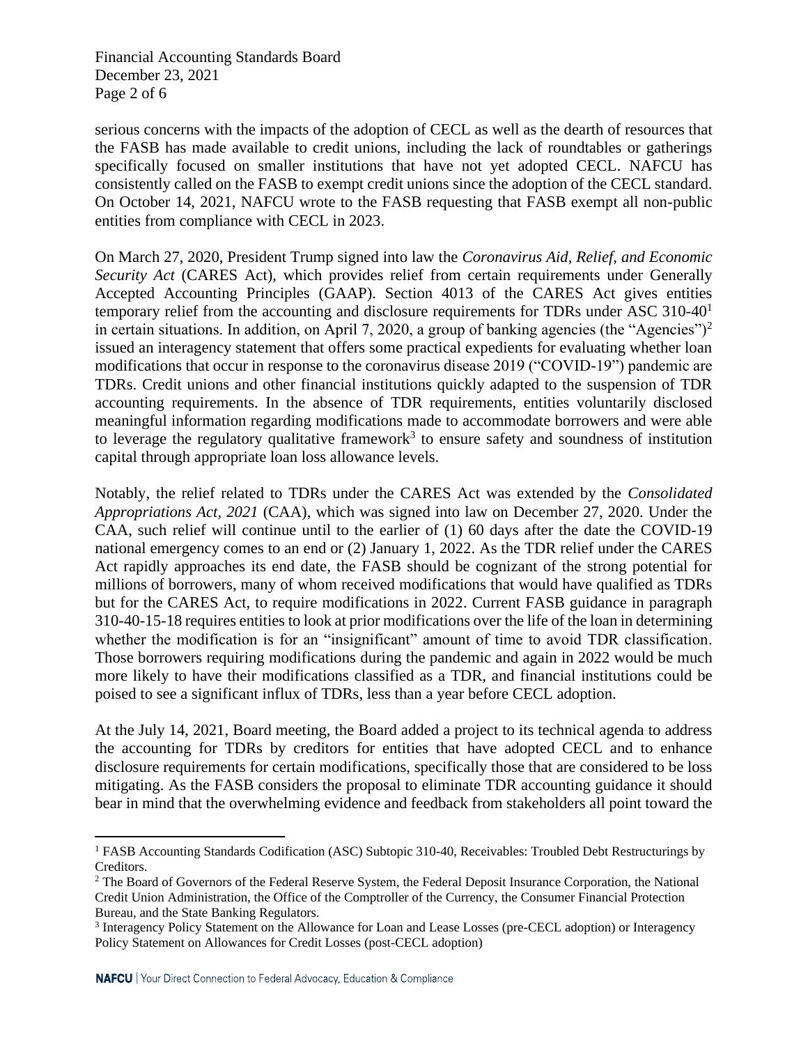serious concerns with the impacts of the adoption of CECL as well as the dearth of resources that the FASB has made available to credit unions, including the lack of roundtables or gatherings specifically focused on smaller institutions that have not yet adopted CECL. NAFCU has consistently called on the FASB to exempt credit unions since the adoption of the CECL standard. On October 14, 2021, NAFCU wrote to the FASB requesting that FASB exempt all non-public entities from compliance with CECL in 2023.

On March 27, 2020, President Trump signed into law the *Coronavirus Aid, Relief, and Economic Security Act* (CARES Act), which provides relief from certain requirements under Generally Accepted Accounting Principles (GAAP). Section 4013 of the CARES Act gives entities temporary relief from the accounting and disclosure requirements for TDRs under ASC 310-40[1] in certain situations. In addition, on April 7, 2020, a group of banking agencies (the "Agencies")[2] issued an interagency statement that offers some practical expedients for evaluating whether loan modifications that occur in response to the coronavirus disease 2019 ("COVID-19") pandemic are TDRs. Credit unions and other financial institutions quickly adapted to the suspension of TDR accounting requirements. In the absence of TDR requirements, entities voluntarily disclosed meaningful information regarding modifications made to accommodate borrowers and were able to leverage the regulatory qualitative framework[3] to ensure safety and soundness of institution capital through appropriate loan loss allowance levels.

Notably, the relief related to TDRs under the CARES Act was extended by the *Consolidated Appropriations Act, 2021* (CAA), which was signed into law on December 27, 2020. Under the CAA, such relief will continue until to the earlier of (1) 60 days after the date the COVID-19 national emergency comes to an end or (2) January 1, 2022. As the TDR relief under the CARES Act rapidly approaches its end date, the FASB should be cognizant of the strong potential for millions of borrowers, many of whom received modifications that would have qualified as TDRs but for the CARES Act, to require modifications in 2022. Current FASB guidance in paragraph 310-40-15-18 requires entities to look at prior modifications over the life of the loan in determining whether the modification is for an "insignificant" amount of time to avoid TDR classification. Those borrowers requiring modifications during the pandemic and again in 2022 would be much more likely to have their modifications classified as a TDR, and financial institutions could be poised to see a significant influx of TDRs, less than a year before CECL adoption.

At the July 14, 2021, Board meeting, the Board added a project to its technical agenda to address the accounting for TDRs by creditors for entities that have adopted CECL and to enhance disclosure requirements for certain modifications, specifically those that are considered to be loss mitigating. As the FASB considers the proposal to eliminate TDR accounting guidance it should bear in mind that the overwhelming evidence and feedback from stakeholders all point toward the

---

[1] FASB Accounting Standards Codification (ASC) Subtopic 310-40, Receivables: Troubled Debt Restructurings by Creditors.

[2] The Board of Governors of the Federal Reserve System, the Federal Deposit Insurance Corporation, the National Credit Union Administration, the Office of the Comptroller of the Currency, the Consumer Financial Protection Bureau, and the State Banking Regulators.

[3] Interagency Policy Statement on the Allowance for Loan and Lease Losses (pre-CECL adoption) or Interagency Policy Statement on Allowances for Credit Losses (post-CECL adoption)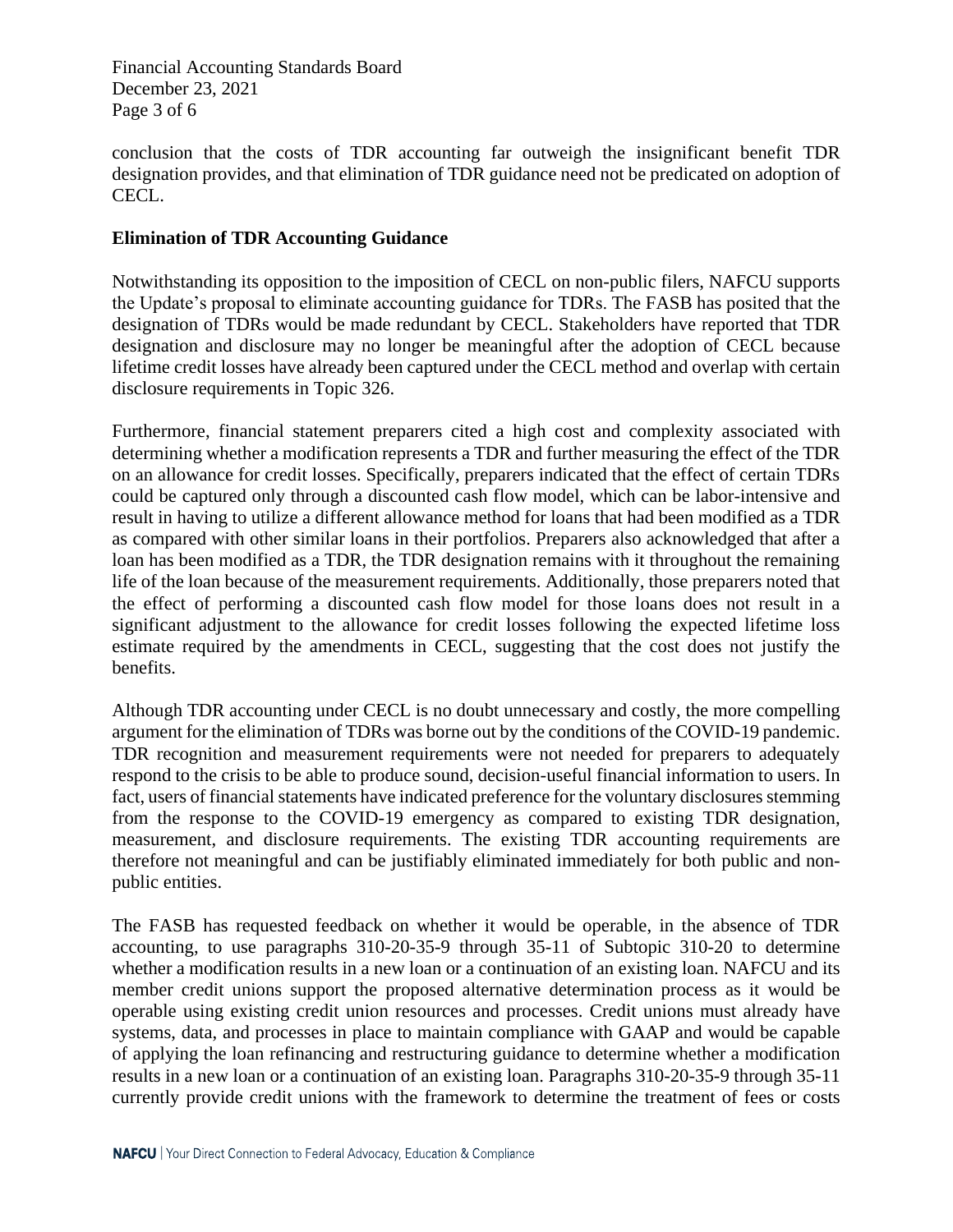conclusion that the costs of TDR accounting far outweigh the insignificant benefit TDR designation provides, and that elimination of TDR guidance need not be predicated on adoption of CECL.

**Elimination of TDR Accounting Guidance**

Notwithstanding its opposition to the imposition of CECL on non-public filers, NAFCU supports the Update's proposal to eliminate accounting guidance for TDRs. The FASB has posited that the designation of TDRs would be made redundant by CECL. Stakeholders have reported that TDR designation and disclosure may no longer be meaningful after the adoption of CECL because lifetime credit losses have already been captured under the CECL method and overlap with certain disclosure requirements in Topic 326.

Furthermore, financial statement preparers cited a high cost and complexity associated with determining whether a modification represents a TDR and further measuring the effect of the TDR on an allowance for credit losses. Specifically, preparers indicated that the effect of certain TDRs could be captured only through a discounted cash flow model, which can be labor-intensive and result in having to utilize a different allowance method for loans that had been modified as a TDR as compared with other similar loans in their portfolios. Preparers also acknowledged that after a loan has been modified as a TDR, the TDR designation remains with it throughout the remaining life of the loan because of the measurement requirements. Additionally, those preparers noted that the effect of performing a discounted cash flow model for those loans does not result in a significant adjustment to the allowance for credit losses following the expected lifetime loss estimate required by the amendments in CECL, suggesting that the cost does not justify the benefits.

Although TDR accounting under CECL is no doubt unnecessary and costly, the more compelling argument for the elimination of TDRs was borne out by the conditions of the COVID-19 pandemic. TDR recognition and measurement requirements were not needed for preparers to adequately respond to the crisis to be able to produce sound, decision-useful financial information to users. In fact, users of financial statements have indicated preference for the voluntary disclosures stemming from the response to the COVID-19 emergency as compared to existing TDR designation, measurement, and disclosure requirements. The existing TDR accounting requirements are therefore not meaningful and can be justifiably eliminated immediately for both public and non-public entities.

The FASB has requested feedback on whether it would be operable, in the absence of TDR accounting, to use paragraphs 310-20-35-9 through 35-11 of Subtopic 310-20 to determine whether a modification results in a new loan or a continuation of an existing loan. NAFCU and its member credit unions support the proposed alternative determination process as it would be operable using existing credit union resources and processes. Credit unions must already have systems, data, and processes in place to maintain compliance with GAAP and would be capable of applying the loan refinancing and restructuring guidance to determine whether a modification results in a new loan or a continuation of an existing loan. Paragraphs 310-20-35-9 through 35-11 currently provide credit unions with the framework to determine the treatment of fees or costs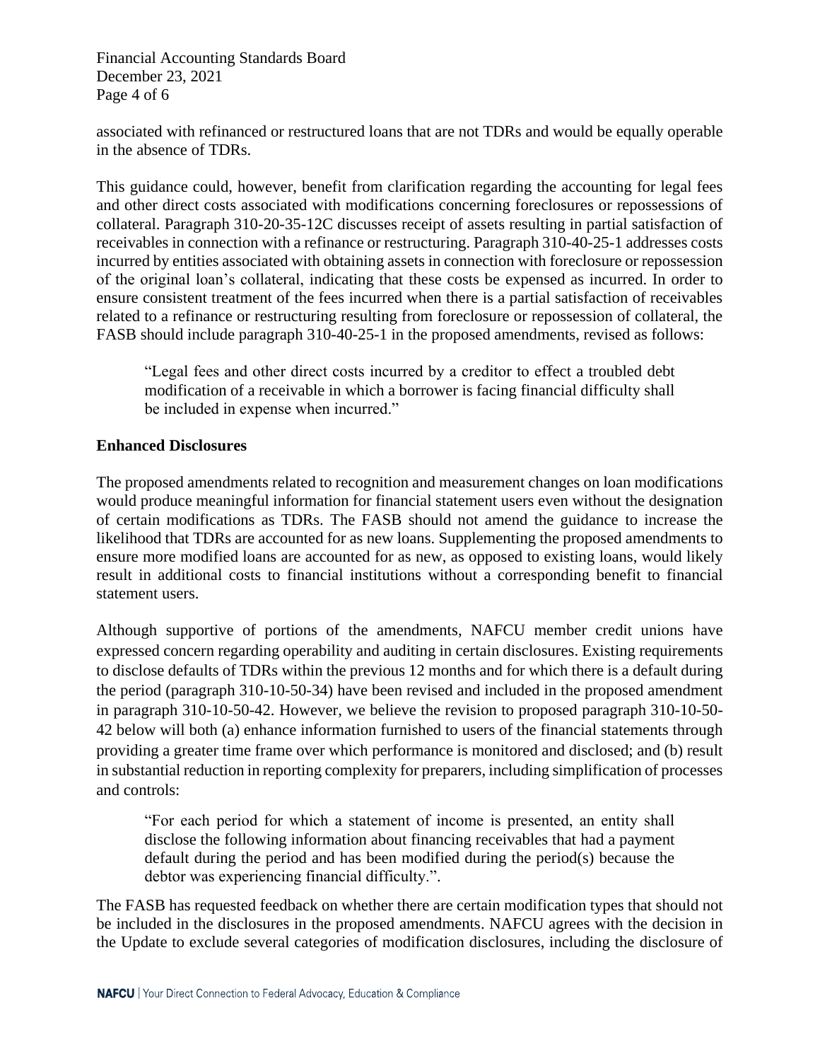associated with refinanced or restructured loans that are not TDRs and would be equally operable in the absence of TDRs.

This guidance could, however, benefit from clarification regarding the accounting for legal fees and other direct costs associated with modifications concerning foreclosures or repossessions of collateral. Paragraph 310-20-35-12C discusses receipt of assets resulting in partial satisfaction of receivables in connection with a refinance or restructuring. Paragraph 310-40-25-1 addresses costs incurred by entities associated with obtaining assets in connection with foreclosure or repossession of the original loan's collateral, indicating that these costs be expensed as incurred. In order to ensure consistent treatment of the fees incurred when there is a partial satisfaction of receivables related to a refinance or restructuring resulting from foreclosure or repossession of collateral, the FASB should include paragraph 310-40-25-1 in the proposed amendments, revised as follows:

> "Legal fees and other direct costs incurred by a creditor to effect a troubled debt modification of a receivable in which a borrower is facing financial difficulty shall be included in expense when incurred."

**Enhanced Disclosures**

The proposed amendments related to recognition and measurement changes on loan modifications would produce meaningful information for financial statement users even without the designation of certain modifications as TDRs. The FASB should not amend the guidance to increase the likelihood that TDRs are accounted for as new loans. Supplementing the proposed amendments to ensure more modified loans are accounted for as new, as opposed to existing loans, would likely result in additional costs to financial institutions without a corresponding benefit to financial statement users.

Although supportive of portions of the amendments, NAFCU member credit unions have expressed concern regarding operability and auditing in certain disclosures. Existing requirements to disclose defaults of TDRs within the previous 12 months and for which there is a default during the period (paragraph 310-10-50-34) have been revised and included in the proposed amendment in paragraph 310-10-50-42. However, we believe the revision to proposed paragraph 310-10-50-42 below will both (a) enhance information furnished to users of the financial statements through providing a greater time frame over which performance is monitored and disclosed; and (b) result in substantial reduction in reporting complexity for preparers, including simplification of processes and controls:

> "For each period for which a statement of income is presented, an entity shall disclose the following information about financing receivables that had a payment default during the period and has been modified during the period(s) because the debtor was experiencing financial difficulty.".

The FASB has requested feedback on whether there are certain modification types that should not be included in the disclosures in the proposed amendments. NAFCU agrees with the decision in the Update to exclude several categories of modification disclosures, including the disclosure of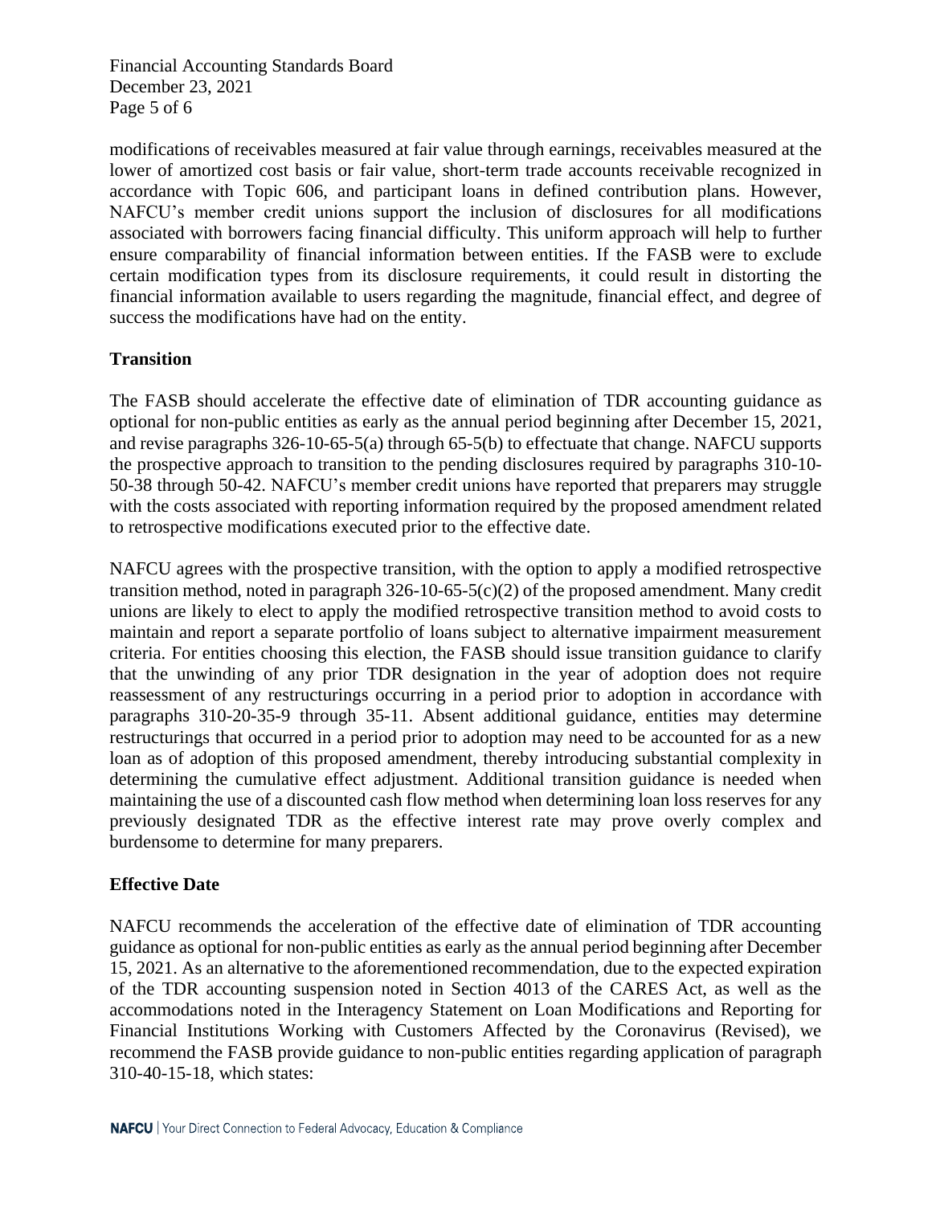modifications of receivables measured at fair value through earnings, receivables measured at the lower of amortized cost basis or fair value, short-term trade accounts receivable recognized in accordance with Topic 606, and participant loans in defined contribution plans. However, NAFCU's member credit unions support the inclusion of disclosures for all modifications associated with borrowers facing financial difficulty. This uniform approach will help to further ensure comparability of financial information between entities. If the FASB were to exclude certain modification types from its disclosure requirements, it could result in distorting the financial information available to users regarding the magnitude, financial effect, and degree of success the modifications have had on the entity.

**Transition**

The FASB should accelerate the effective date of elimination of TDR accounting guidance as optional for non-public entities as early as the annual period beginning after December 15, 2021, and revise paragraphs 326-10-65-5(a) through 65-5(b) to effectuate that change. NAFCU supports the prospective approach to transition to the pending disclosures required by paragraphs 310-10-50-38 through 50-42. NAFCU's member credit unions have reported that preparers may struggle with the costs associated with reporting information required by the proposed amendment related to retrospective modifications executed prior to the effective date.

NAFCU agrees with the prospective transition, with the option to apply a modified retrospective transition method, noted in paragraph 326-10-65-5(c)(2) of the proposed amendment. Many credit unions are likely to elect to apply the modified retrospective transition method to avoid costs to maintain and report a separate portfolio of loans subject to alternative impairment measurement criteria. For entities choosing this election, the FASB should issue transition guidance to clarify that the unwinding of any prior TDR designation in the year of adoption does not require reassessment of any restructurings occurring in a period prior to adoption in accordance with paragraphs 310-20-35-9 through 35-11. Absent additional guidance, entities may determine restructurings that occurred in a period prior to adoption may need to be accounted for as a new loan as of adoption of this proposed amendment, thereby introducing substantial complexity in determining the cumulative effect adjustment. Additional transition guidance is needed when maintaining the use of a discounted cash flow method when determining loan loss reserves for any previously designated TDR as the effective interest rate may prove overly complex and burdensome to determine for many preparers.

**Effective Date**

NAFCU recommends the acceleration of the effective date of elimination of TDR accounting guidance as optional for non-public entities as early as the annual period beginning after December 15, 2021. As an alternative to the aforementioned recommendation, due to the expected expiration of the TDR accounting suspension noted in Section 4013 of the CARES Act, as well as the accommodations noted in the Interagency Statement on Loan Modifications and Reporting for Financial Institutions Working with Customers Affected by the Coronavirus (Revised), we recommend the FASB provide guidance to non-public entities regarding application of paragraph 310-40-15-18, which states: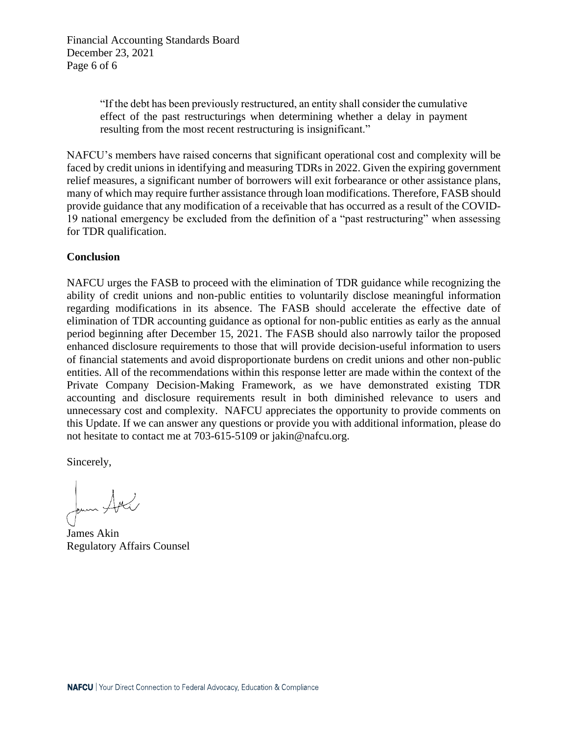> "If the debt has been previously restructured, an entity shall consider the cumulative effect of the past restructurings when determining whether a delay in payment resulting from the most recent restructuring is insignificant."

NAFCU's members have raised concerns that significant operational cost and complexity will be faced by credit unions in identifying and measuring TDRs in 2022. Given the expiring government relief measures, a significant number of borrowers will exit forbearance or other assistance plans, many of which may require further assistance through loan modifications. Therefore, FASB should provide guidance that any modification of a receivable that has occurred as a result of the COVID-19 national emergency be excluded from the definition of a "past restructuring" when assessing for TDR qualification.

**Conclusion**

NAFCU urges the FASB to proceed with the elimination of TDR guidance while recognizing the ability of credit unions and non-public entities to voluntarily disclose meaningful information regarding modifications in its absence. The FASB should accelerate the effective date of elimination of TDR accounting guidance as optional for non-public entities as early as the annual period beginning after December 15, 2021. The FASB should also narrowly tailor the proposed enhanced disclosure requirements to those that will provide decision-useful information to users of financial statements and avoid disproportionate burdens on credit unions and other non-public entities. All of the recommendations within this response letter are made within the context of the Private Company Decision-Making Framework, as we have demonstrated existing TDR accounting and disclosure requirements result in both diminished relevance to users and unnecessary cost and complexity. NAFCU appreciates the opportunity to provide comments on this Update. If we can answer any questions or provide you with additional information, please do not hesitate to contact me at 703-615-5109 or jakin@nafcu.org.

Sincerely,

James Akin
Regulatory Affairs Counsel